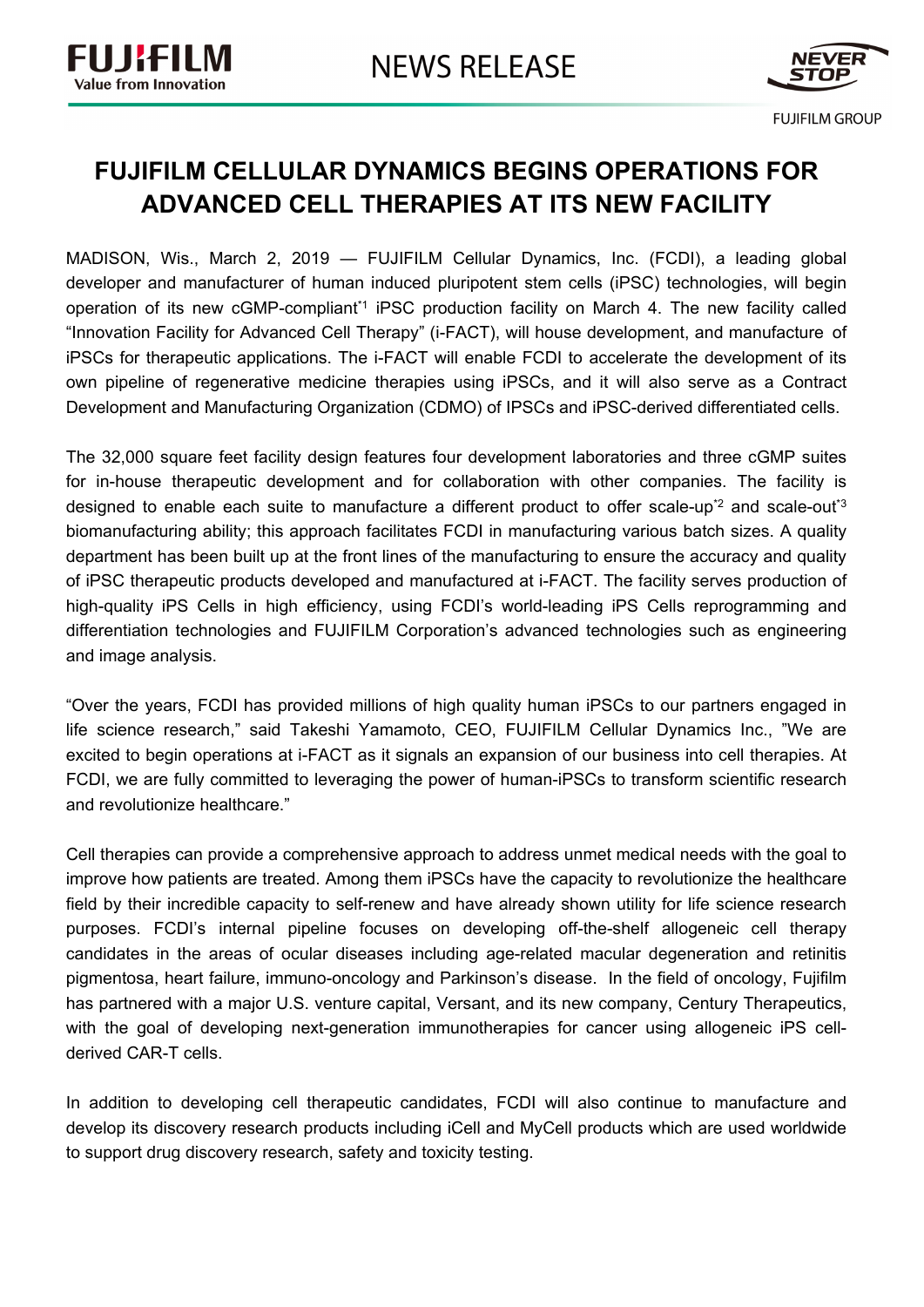# FUJIFILM CELLULAR DYNAMICS BEGINS OPERATIONS FOR ADVANCED CELL THERAPIES AT ITS NEW FACILITY

MADISON, Wis., March 2, 2019 — FUJIFILM Cellular Dynamics, Inc. (FCDI), a leading global developer and manufacturer of human induced pluripotent stem cells (iPSC) technologies, will begin operation of its new cGMP-compliant[*1] iPSC production facility on March 4. The new facility called "Innovation Facility for Advanced Cell Therapy" (i-FACT), will house development, and manufacture of iPSCs for therapeutic applications. The i-FACT will enable FCDI to accelerate the development of its own pipeline of regenerative medicine therapies using iPSCs, and it will also serve as a Contract Development and Manufacturing Organization (CDMO) of IPSCs and iPSC-derived differentiated cells.

The 32,000 square feet facility design features four development laboratories and three cGMP suites for in-house therapeutic development and for collaboration with other companies. The facility is designed to enable each suite to manufacture a different product to offer scale-up[*2] and scale-out[*3] biomanufacturing ability; this approach facilitates FCDI in manufacturing various batch sizes. A quality department has been built up at the front lines of the manufacturing to ensure the accuracy and quality of iPSC therapeutic products developed and manufactured at i-FACT. The facility serves production of high-quality iPS Cells in high efficiency, using FCDI's world-leading iPS Cells reprogramming and differentiation technologies and FUJIFILM Corporation's advanced technologies such as engineering and image analysis.

"Over the years, FCDI has provided millions of high quality human iPSCs to our partners engaged in life science research," said Takeshi Yamamoto, CEO, FUJIFILM Cellular Dynamics Inc., "We are excited to begin operations at i-FACT as it signals an expansion of our business into cell therapies. At FCDI, we are fully committed to leveraging the power of human-iPSCs to transform scientific research and revolutionize healthcare."

Cell therapies can provide a comprehensive approach to address unmet medical needs with the goal to improve how patients are treated. Among them iPSCs have the capacity to revolutionize the healthcare field by their incredible capacity to self-renew and have already shown utility for life science research purposes. FCDI's internal pipeline focuses on developing off-the-shelf allogeneic cell therapy candidates in the areas of ocular diseases including age-related macular degeneration and retinitis pigmentosa, heart failure, immuno-oncology and Parkinson's disease. In the field of oncology, Fujifilm has partnered with a major U.S. venture capital, Versant, and its new company, Century Therapeutics, with the goal of developing next-generation immunotherapies for cancer using allogeneic iPS cell-derived CAR-T cells.

In addition to developing cell therapeutic candidates, FCDI will also continue to manufacture and develop its discovery research products including iCell and MyCell products which are used worldwide to support drug discovery research, safety and toxicity testing.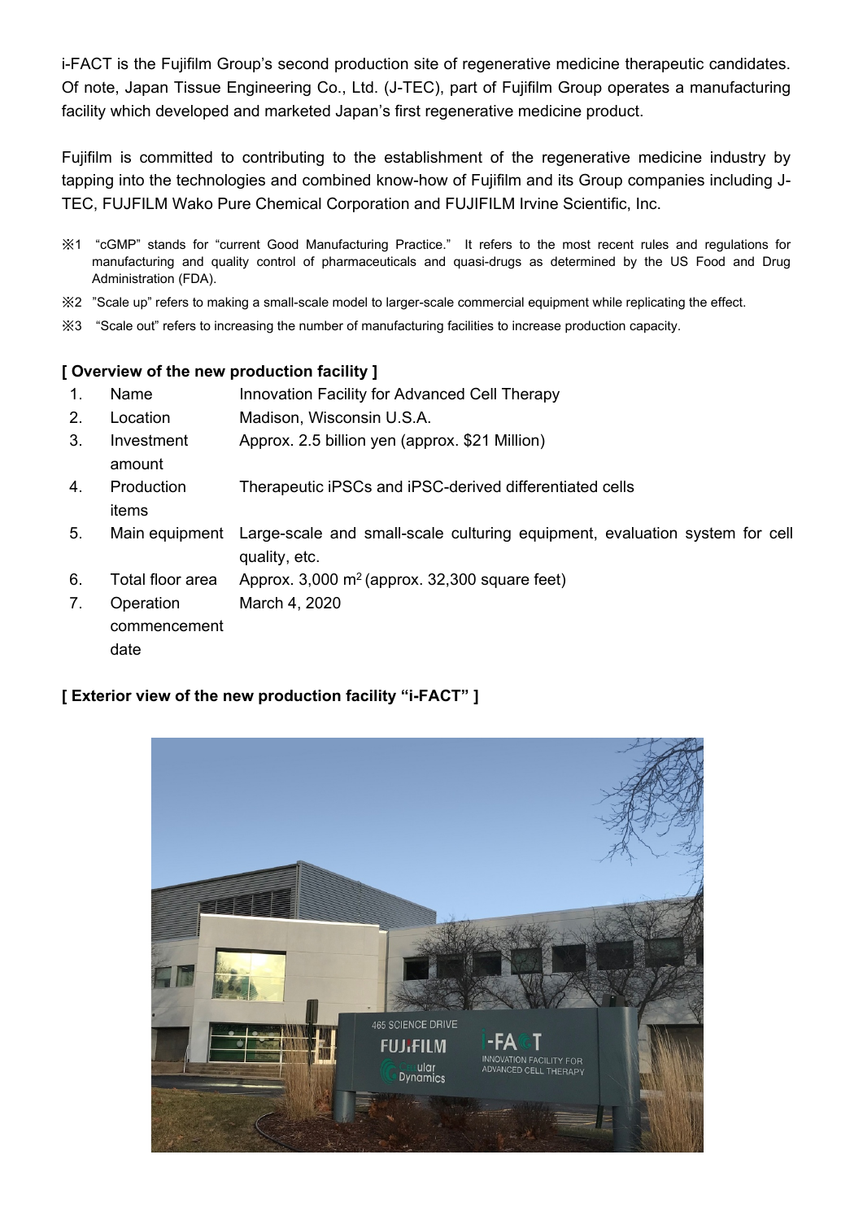i-FACT is the Fujifilm Group's second production site of regenerative medicine therapeutic candidates. Of note, Japan Tissue Engineering Co., Ltd. (J-TEC), part of Fujifilm Group operates a manufacturing facility which developed and marketed Japan's first regenerative medicine product.

Fujifilm is committed to contributing to the establishment of the regenerative medicine industry by tapping into the technologies and combined know-how of Fujifilm and its Group companies including J-TEC, FUJIFILM Wako Pure Chemical Corporation and FUJIFILM Irvine Scientific, Inc.

※1 "cGMP" stands for "current Good Manufacturing Practice." It refers to the most recent rules and regulations for manufacturing and quality control of pharmaceuticals and quasi-drugs as determined by the US Food and Drug Administration (FDA).

※2 "Scale up" refers to making a small-scale model to larger-scale commercial equipment while replicating the effect.

※3 "Scale out" refers to increasing the number of manufacturing facilities to increase production capacity.

**[ Overview of the new production facility ]**

1. Name — Innovation Facility for Advanced Cell Therapy
2. Location — Madison, Wisconsin U.S.A.
3. Investment amount — Approx. 2.5 billion yen (approx. $21 Million)
4. Production items — Therapeutic iPSCs and iPSC-derived differentiated cells
5. Main equipment — Large-scale and small-scale culturing equipment, evaluation system for cell quality, etc.
6. Total floor area — Approx. 3,000 $m^2$ (approx. 32,300 square feet)
7. Operation commencement date — March 4, 2020

**[ Exterior view of the new production facility "i-FACT" ]**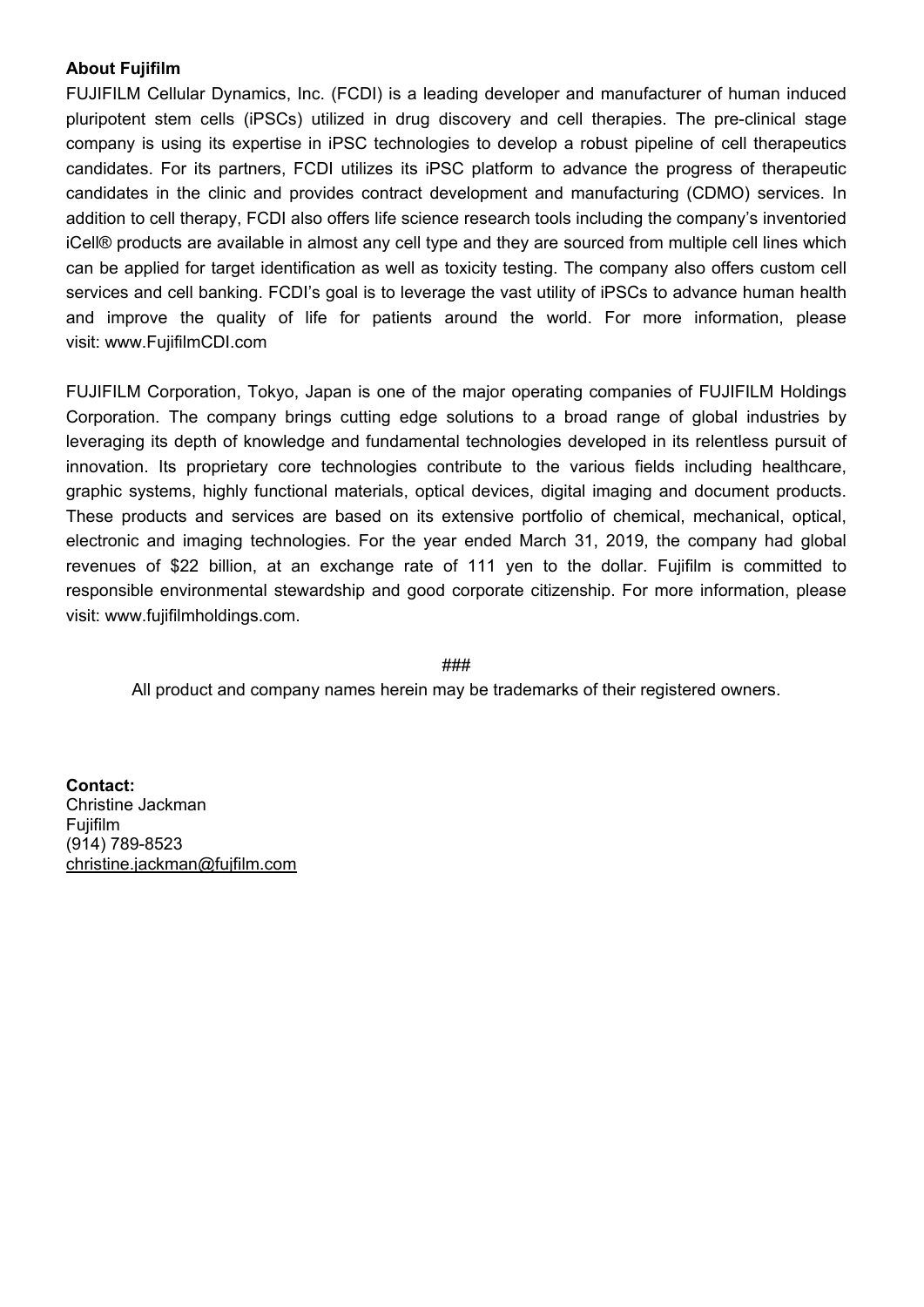**About Fujifilm**

FUJIFILM Cellular Dynamics, Inc. (FCDI) is a leading developer and manufacturer of human induced pluripotent stem cells (iPSCs) utilized in drug discovery and cell therapies. The pre-clinical stage company is using its expertise in iPSC technologies to develop a robust pipeline of cell therapeutics candidates. For its partners, FCDI utilizes its iPSC platform to advance the progress of therapeutic candidates in the clinic and provides contract development and manufacturing (CDMO) services. In addition to cell therapy, FCDI also offers life science research tools including the company's inventoried iCell® products are available in almost any cell type and they are sourced from multiple cell lines which can be applied for target identification as well as toxicity testing. The company also offers custom cell services and cell banking. FCDI's goal is to leverage the vast utility of iPSCs to advance human health and improve the quality of life for patients around the world. For more information, please visit: www.FujifilmCDI.com

FUJIFILM Corporation, Tokyo, Japan is one of the major operating companies of FUJIFILM Holdings Corporation. The company brings cutting edge solutions to a broad range of global industries by leveraging its depth of knowledge and fundamental technologies developed in its relentless pursuit of innovation. Its proprietary core technologies contribute to the various fields including healthcare, graphic systems, highly functional materials, optical devices, digital imaging and document products. These products and services are based on its extensive portfolio of chemical, mechanical, optical, electronic and imaging technologies. For the year ended March 31, 2019, the company had global revenues of $22 billion, at an exchange rate of 111 yen to the dollar. Fujifilm is committed to responsible environmental stewardship and good corporate citizenship. For more information, please visit: www.fujifilmholdings.com.

###

All product and company names herein may be trademarks of their registered owners.

**Contact:**
Christine Jackman
Fujifilm
(914) 789-8523
christine.jackman@fujfilm.com